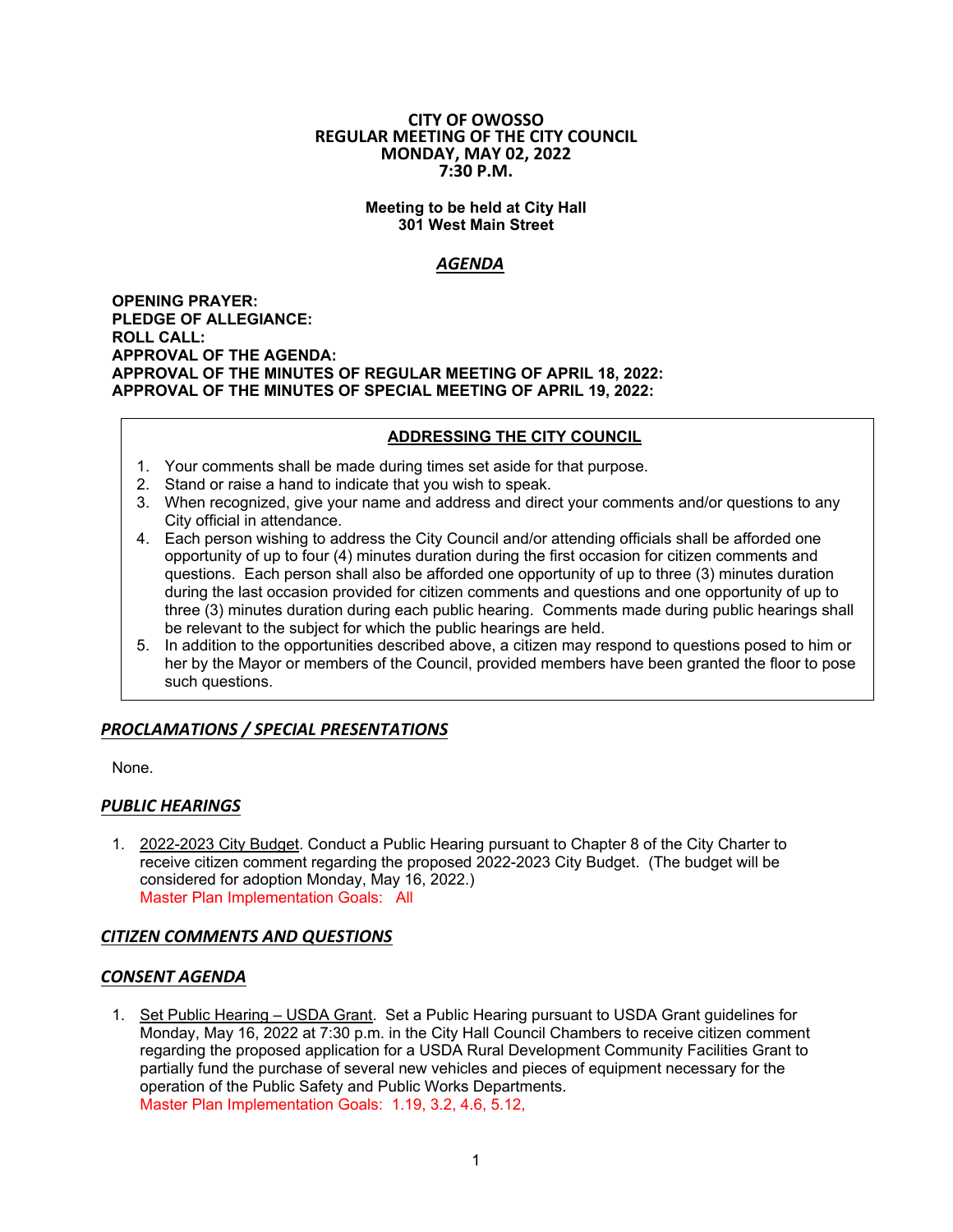# CITY OF OWOSSO
## REGULAR MEETING OF THE CITY COUNCIL
## MONDAY, MAY 02, 2022
## 7:30 P.M.

**Meeting to be held at City Hall**
**301 West Main Street**

## ***AGENDA***

**OPENING PRAYER:**
**PLEDGE OF ALLEGIANCE:**
**ROLL CALL:**
**APPROVAL OF THE AGENDA:**
**APPROVAL OF THE MINUTES OF REGULAR MEETING OF APRIL 18, 2022:**
**APPROVAL OF THE MINUTES OF SPECIAL MEETING OF APRIL 19, 2022:**

**ADDRESSING THE CITY COUNCIL**

1. Your comments shall be made during times set aside for that purpose.
2. Stand or raise a hand to indicate that you wish to speak.
3. When recognized, give your name and address and direct your comments and/or questions to any City official in attendance.
4. Each person wishing to address the City Council and/or attending officials shall be afforded one opportunity of up to four (4) minutes duration during the first occasion for citizen comments and questions. Each person shall also be afforded one opportunity of up to three (3) minutes duration during the last occasion provided for citizen comments and questions and one opportunity of up to three (3) minutes duration during each public hearing. Comments made during public hearings shall be relevant to the subject for which the public hearings are held.
5. In addition to the opportunities described above, a citizen may respond to questions posed to him or her by the Mayor or members of the Council, provided members have been granted the floor to pose such questions.

### *PROCLAMATIONS / SPECIAL PRESENTATIONS*

None.

### *PUBLIC HEARINGS*

1. 2022-2023 City Budget. Conduct a Public Hearing pursuant to Chapter 8 of the City Charter to receive citizen comment regarding the proposed 2022-2023 City Budget. (The budget will be considered for adoption Monday, May 16, 2022.)
   Master Plan Implementation Goals: All

### *CITIZEN COMMENTS AND QUESTIONS*

### *CONSENT AGENDA*

1. Set Public Hearing – USDA Grant. Set a Public Hearing pursuant to USDA Grant guidelines for Monday, May 16, 2022 at 7:30 p.m. in the City Hall Council Chambers to receive citizen comment regarding the proposed application for a USDA Rural Development Community Facilities Grant to partially fund the purchase of several new vehicles and pieces of equipment necessary for the operation of the Public Safety and Public Works Departments.
   Master Plan Implementation Goals: 1.19, 3.2, 4.6, 5.12,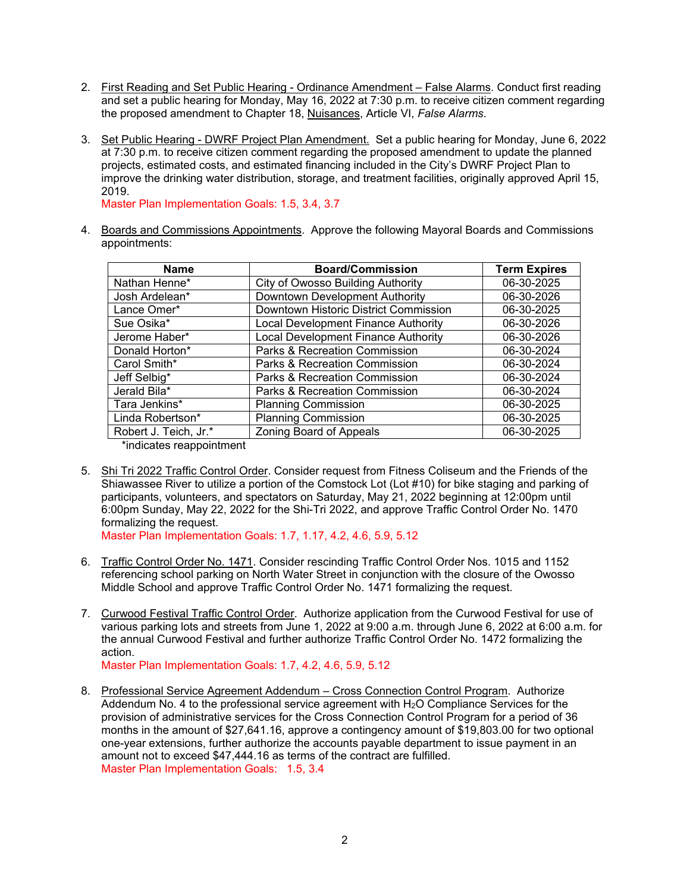2. First Reading and Set Public Hearing - Ordinance Amendment – False Alarms. Conduct first reading and set a public hearing for Monday, May 16, 2022 at 7:30 p.m. to receive citizen comment regarding the proposed amendment to Chapter 18, Nuisances, Article VI, *False Alarms*.

3. Set Public Hearing - DWRF Project Plan Amendment. Set a public hearing for Monday, June 6, 2022 at 7:30 p.m. to receive citizen comment regarding the proposed amendment to update the planned projects, estimated costs, and estimated financing included in the City's DWRF Project Plan to improve the drinking water distribution, storage, and treatment facilities, originally approved April 15, 2019.
   Master Plan Implementation Goals: 1.5, 3.4, 3.7

4. Boards and Commissions Appointments. Approve the following Mayoral Boards and Commissions appointments:

| Name | Board/Commission | Term Expires |
|---|---|---|
| Nathan Henne* | City of Owosso Building Authority | 06-30-2025 |
| Josh Ardelean* | Downtown Development Authority | 06-30-2026 |
| Lance Omer* | Downtown Historic District Commission | 06-30-2025 |
| Sue Osika* | Local Development Finance Authority | 06-30-2026 |
| Jerome Haber* | Local Development Finance Authority | 06-30-2026 |
| Donald Horton* | Parks & Recreation Commission | 06-30-2024 |
| Carol Smith* | Parks & Recreation Commission | 06-30-2024 |
| Jeff Selbig* | Parks & Recreation Commission | 06-30-2024 |
| Jerald Bila* | Parks & Recreation Commission | 06-30-2024 |
| Tara Jenkins* | Planning Commission | 06-30-2025 |
| Linda Robertson* | Planning Commission | 06-30-2025 |
| Robert J. Teich, Jr.* | Zoning Board of Appeals | 06-30-2025 |

   *indicates reappointment

5. Shi Tri 2022 Traffic Control Order. Consider request from Fitness Coliseum and the Friends of the Shiawassee River to utilize a portion of the Comstock Lot (Lot #10) for bike staging and parking of participants, volunteers, and spectators on Saturday, May 21, 2022 beginning at 12:00pm until 6:00pm Sunday, May 22, 2022 for the Shi-Tri 2022, and approve Traffic Control Order No. 1470 formalizing the request.
   Master Plan Implementation Goals: 1.7, 1.17, 4.2, 4.6, 5.9, 5.12

6. Traffic Control Order No. 1471. Consider rescinding Traffic Control Order Nos. 1015 and 1152 referencing school parking on North Water Street in conjunction with the closure of the Owosso Middle School and approve Traffic Control Order No. 1471 formalizing the request.

7. Curwood Festival Traffic Control Order. Authorize application from the Curwood Festival for use of various parking lots and streets from June 1, 2022 at 9:00 a.m. through June 6, 2022 at 6:00 a.m. for the annual Curwood Festival and further authorize Traffic Control Order No. 1472 formalizing the action.
   Master Plan Implementation Goals: 1.7, 4.2, 4.6, 5.9, 5.12

8. Professional Service Agreement Addendum – Cross Connection Control Program. Authorize Addendum No. 4 to the professional service agreement with $H_2O$ Compliance Services for the provision of administrative services for the Cross Connection Control Program for a period of 36 months in the amount of $27,641.16, approve a contingency amount of $19,803.00 for two optional one-year extensions, further authorize the accounts payable department to issue payment in an amount not to exceed $47,444.16 as terms of the contract are fulfilled.
   Master Plan Implementation Goals: 1.5, 3.4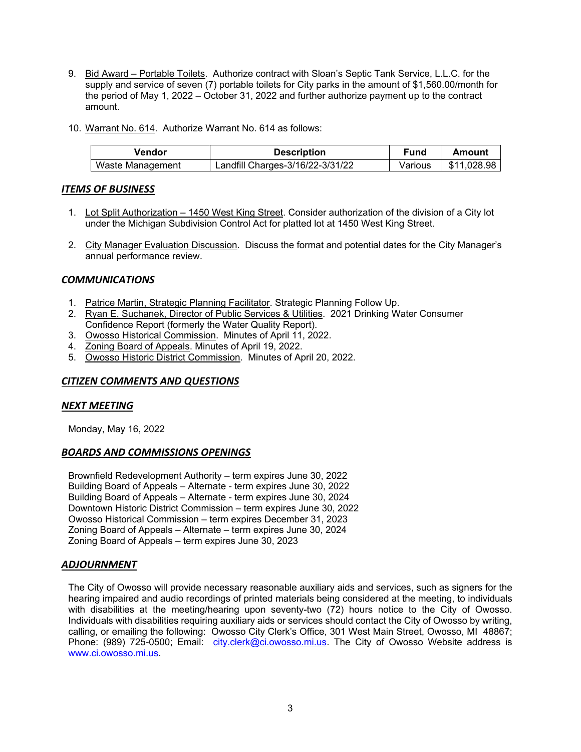9. Bid Award – Portable Toilets. Authorize contract with Sloan's Septic Tank Service, L.L.C. for the supply and service of seven (7) portable toilets for City parks in the amount of $1,560.00/month for the period of May 1, 2022 – October 31, 2022 and further authorize payment up to the contract amount.

10. Warrant No. 614. Authorize Warrant No. 614 as follows:

| Vendor | Description | Fund | Amount |
|---|---|---|---|
| Waste Management | Landfill Charges-3/16/22-3/31/22 | Various | $11,028.98 |

## *ITEMS OF BUSINESS*

1. Lot Split Authorization – 1450 West King Street. Consider authorization of the division of a City lot under the Michigan Subdivision Control Act for platted lot at 1450 West King Street.

2. City Manager Evaluation Discussion. Discuss the format and potential dates for the City Manager's annual performance review.

## *COMMUNICATIONS*

1. Patrice Martin, Strategic Planning Facilitator. Strategic Planning Follow Up.
2. Ryan E. Suchanek, Director of Public Services & Utilities. 2021 Drinking Water Consumer Confidence Report (formerly the Water Quality Report).
3. Owosso Historical Commission. Minutes of April 11, 2022.
4. Zoning Board of Appeals. Minutes of April 19, 2022.
5. Owosso Historic District Commission. Minutes of April 20, 2022.

## *CITIZEN COMMENTS AND QUESTIONS*

## *NEXT MEETING*

Monday, May 16, 2022

## *BOARDS AND COMMISSIONS OPENINGS*

Brownfield Redevelopment Authority – term expires June 30, 2022
Building Board of Appeals – Alternate - term expires June 30, 2022
Building Board of Appeals – Alternate - term expires June 30, 2024
Downtown Historic District Commission – term expires June 30, 2022
Owosso Historical Commission – term expires December 31, 2023
Zoning Board of Appeals – Alternate – term expires June 30, 2024
Zoning Board of Appeals – term expires June 30, 2023

## *ADJOURNMENT*

The City of Owosso will provide necessary reasonable auxiliary aids and services, such as signers for the hearing impaired and audio recordings of printed materials being considered at the meeting, to individuals with disabilities at the meeting/hearing upon seventy-two (72) hours notice to the City of Owosso. Individuals with disabilities requiring auxiliary aids or services should contact the City of Owosso by writing, calling, or emailing the following: Owosso City Clerk's Office, 301 West Main Street, Owosso, MI 48867; Phone: (989) 725-0500; Email: city.clerk@ci.owosso.mi.us. The City of Owosso Website address is www.ci.owosso.mi.us.